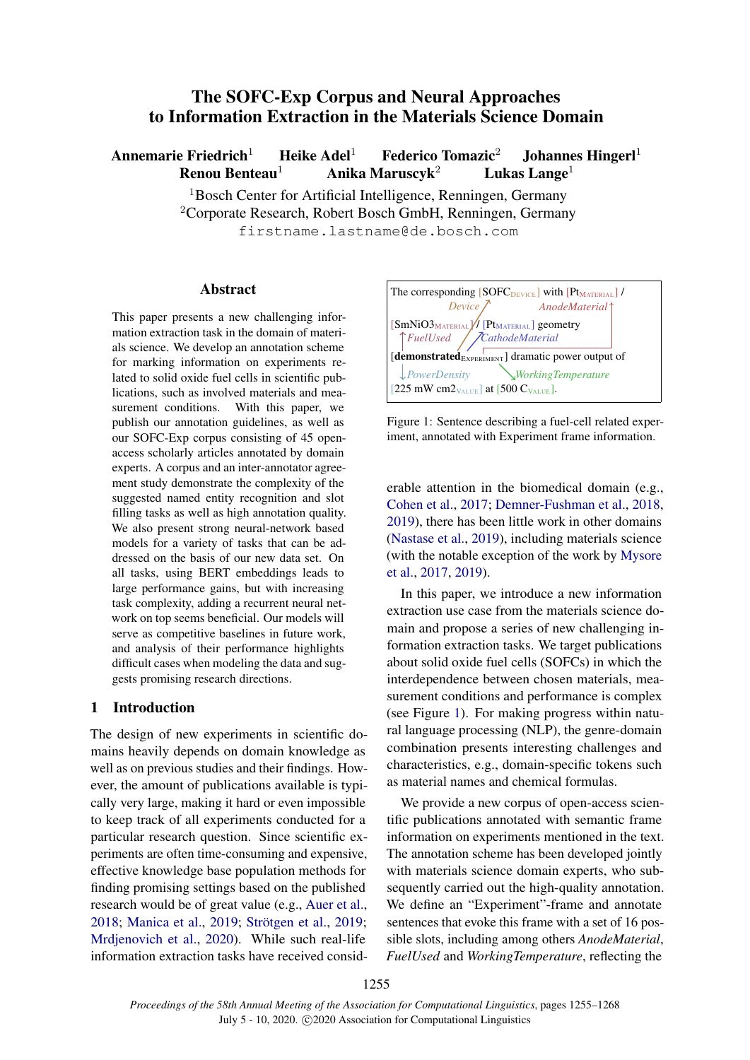# The SOFC-Exp Corpus and Neural Approaches to Information Extraction in the Materials Science Domain

**Annemarie Friedrich**[1] **Heike Adel**[1] **Federico Tomazic**[2] **Johannes Hingerl**[1] **Renou Benteau**[1] **Anika Maruscyk**[2] **Lukas Lange**[1]

[1]Bosch Center for Artificial Intelligence, Renningen, Germany
[2]Corporate Research, Robert Bosch GmbH, Renningen, Germany
firstname.lastname@de.bosch.com

## Abstract

This paper presents a new challenging information extraction task in the domain of materials science. We develop an annotation scheme for marking information on experiments related to solid oxide fuel cells in scientific publications, such as involved materials and measurement conditions. With this paper, we publish our annotation guidelines, as well as our SOFC-Exp corpus consisting of 45 open-access scholarly articles annotated by domain experts. A corpus and an inter-annotator agreement study demonstrate the complexity of the suggested named entity recognition and slot filling tasks as well as high annotation quality. We also present strong neural-network based models for a variety of tasks that can be addressed on the basis of our new data set. On all tasks, using BERT embeddings leads to large performance gains, but with increasing task complexity, adding a recurrent neural network on top seems beneficial. Our models will serve as competitive baselines in future work, and analysis of their performance highlights difficult cases when modeling the data and suggests promising research directions.

## 1 Introduction

The design of new experiments in scientific domains heavily depends on domain knowledge as well as on previous studies and their findings. However, the amount of publications available is typically very large, making it hard or even impossible to keep track of all experiments conducted for a particular research question. Since scientific experiments are often time-consuming and expensive, effective knowledge base population methods for finding promising settings based on the published research would be of great value (e.g., Auer et al., 2018; Manica et al., 2019; Strötgen et al., 2019; Mrdjenovich et al., 2020). While such real-life information extraction tasks have received considerable attention in the biomedical domain (e.g., Cohen et al., 2017; Demner-Fushman et al., 2018, 2019), there has been little work in other domains (Nastase et al., 2019), including materials science (with the notable exception of the work by Mysore et al., 2017, 2019).

The corresponding [SOFC$_{\text{DEVICE}}$] with [Pt$_{\text{MATERIAL}}$] / [SmNiO3$_{\text{MATERIAL}}$] / [Pt$_{\text{MATERIAL}}$] geometry [**demonstrated**$_{\text{EXPERIMENT}}$] dramatic power output of [225 mW cm2$_{\text{VALUE}}$] at [500 C$_{\text{VALUE}}$].
(Slots: *Device*, *AnodeMaterial*, *FuelUsed*, *CathodeMaterial*, *PowerDensity*, *WorkingTemperature*)

Figure 1: Sentence describing a fuel-cell related experiment, annotated with Experiment frame information.

In this paper, we introduce a new information extraction use case from the materials science domain and propose a series of new challenging information extraction tasks. We target publications about solid oxide fuel cells (SOFCs) in which the interdependence between chosen materials, measurement conditions and performance is complex (see Figure 1). For making progress within natural language processing (NLP), the genre-domain combination presents interesting challenges and characteristics, e.g., domain-specific tokens such as material names and chemical formulas.

We provide a new corpus of open-access scientific publications annotated with semantic frame information on experiments mentioned in the text. The annotation scheme has been developed jointly with materials science domain experts, who subsequently carried out the high-quality annotation. We define an "Experiment"-frame and annotate sentences that evoke this frame with a set of 16 possible slots, including among others *AnodeMaterial*, *FuelUsed* and *WorkingTemperature*, reflecting the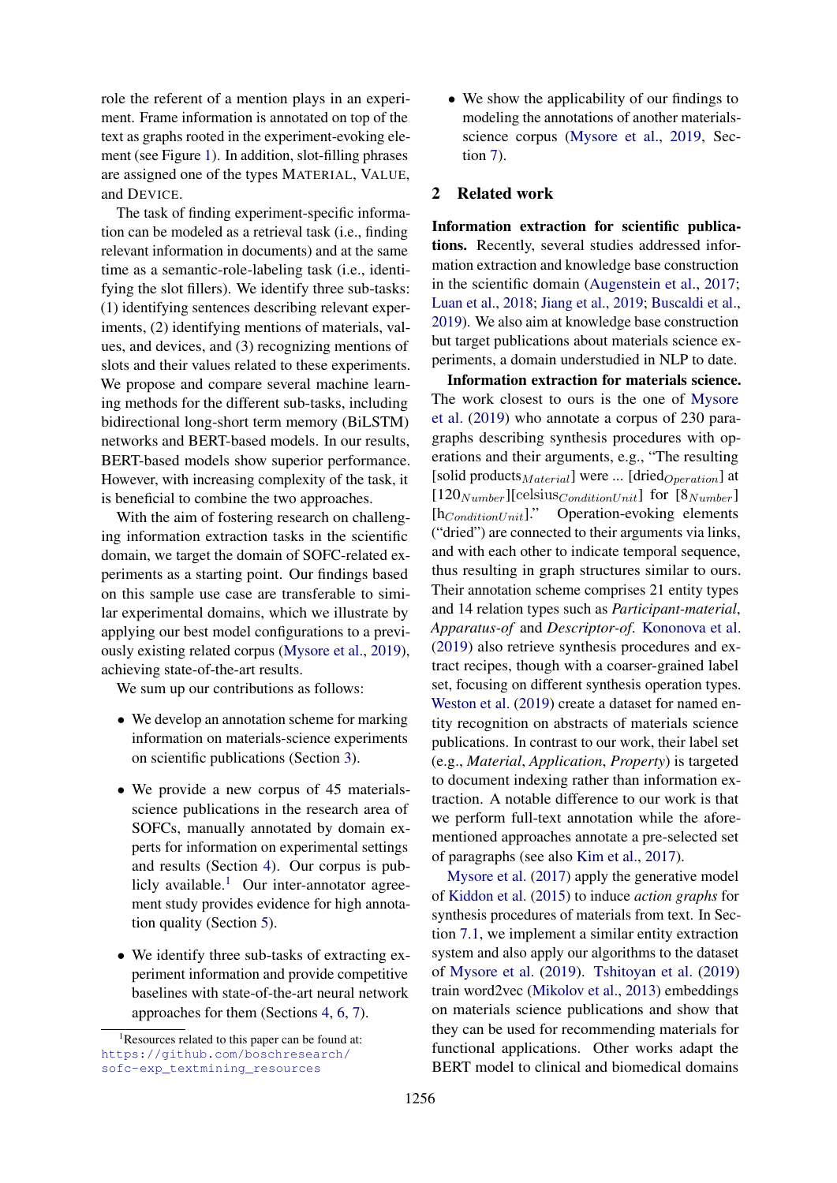role the referent of a mention plays in an experiment. Frame information is annotated on top of the text as graphs rooted in the experiment-evoking element (see Figure 1). In addition, slot-filling phrases are assigned one of the types MATERIAL, VALUE, and DEVICE.

The task of finding experiment-specific information can be modeled as a retrieval task (i.e., finding relevant information in documents) and at the same time as a semantic-role-labeling task (i.e., identifying the slot fillers). We identify three sub-tasks: (1) identifying sentences describing relevant experiments, (2) identifying mentions of materials, values, and devices, and (3) recognizing mentions of slots and their values related to these experiments. We propose and compare several machine learning methods for the different sub-tasks, including bidirectional long-short term memory (BiLSTM) networks and BERT-based models. In our results, BERT-based models show superior performance. However, with increasing complexity of the task, it is beneficial to combine the two approaches.

With the aim of fostering research on challenging information extraction tasks in the scientific domain, we target the domain of SOFC-related experiments as a starting point. Our findings based on this sample use case are transferable to similar experimental domains, which we illustrate by applying our best model configurations to a previously existing related corpus (Mysore et al., 2019), achieving state-of-the-art results.

We sum up our contributions as follows:

- We develop an annotation scheme for marking information on materials-science experiments on scientific publications (Section 3).
- We provide a new corpus of 45 materials-science publications in the research area of SOFCs, manually annotated by domain experts for information on experimental settings and results (Section 4). Our corpus is publicly available.[1] Our inter-annotator agreement study provides evidence for high annotation quality (Section 5).
- We identify three sub-tasks of extracting experiment information and provide competitive baselines with state-of-the-art neural network approaches for them (Sections 4, 6, 7).
- We show the applicability of our findings to modeling the annotations of another materials-science corpus (Mysore et al., 2019, Section 7).

## 2 Related work

**Information extraction for scientific publications.** Recently, several studies addressed information extraction and knowledge base construction in the scientific domain (Augenstein et al., 2017; Luan et al., 2018; Jiang et al., 2019; Buscaldi et al., 2019). We also aim at knowledge base construction but target publications about materials science experiments, a domain understudied in NLP to date.

**Information extraction for materials science.** The work closest to ours is the one of Mysore et al. (2019) who annotate a corpus of 230 paragraphs describing synthesis procedures with operations and their arguments, e.g., "The resulting [solid products$_{Material}$] were ... [dried$_{Operation}$] at [120$_{Number}$][celsius$_{ConditionUnit}$] for [8$_{Number}$] [h$_{ConditionUnit}$]." Operation-evoking elements ("dried") are connected to their arguments via links, and with each other to indicate temporal sequence, thus resulting in graph structures similar to ours. Their annotation scheme comprises 21 entity types and 14 relation types such as *Participant-material*, *Apparatus-of* and *Descriptor-of*. Kononova et al. (2019) also retrieve synthesis procedures and extract recipes, though with a coarser-grained label set, focusing on different synthesis operation types. Weston et al. (2019) create a dataset for named entity recognition on abstracts of materials science publications. In contrast to our work, their label set (e.g., *Material*, *Application*, *Property*) is targeted to document indexing rather than information extraction. A notable difference to our work is that we perform full-text annotation while the aforementioned approaches annotate a pre-selected set of paragraphs (see also Kim et al., 2017).

Mysore et al. (2017) apply the generative model of Kiddon et al. (2015) to induce *action graphs* for synthesis procedures of materials from text. In Section 7.1, we implement a similar entity extraction system and also apply our algorithms to the dataset of Mysore et al. (2019). Tshitoyan et al. (2019) train word2vec (Mikolov et al., 2013) embeddings on materials science publications and show that they can be used for recommending materials for functional applications. Other works adapt the BERT model to clinical and biomedical domains

[1] Resources related to this paper can be found at: https://github.com/boschresearch/sofc-exp_textmining_resources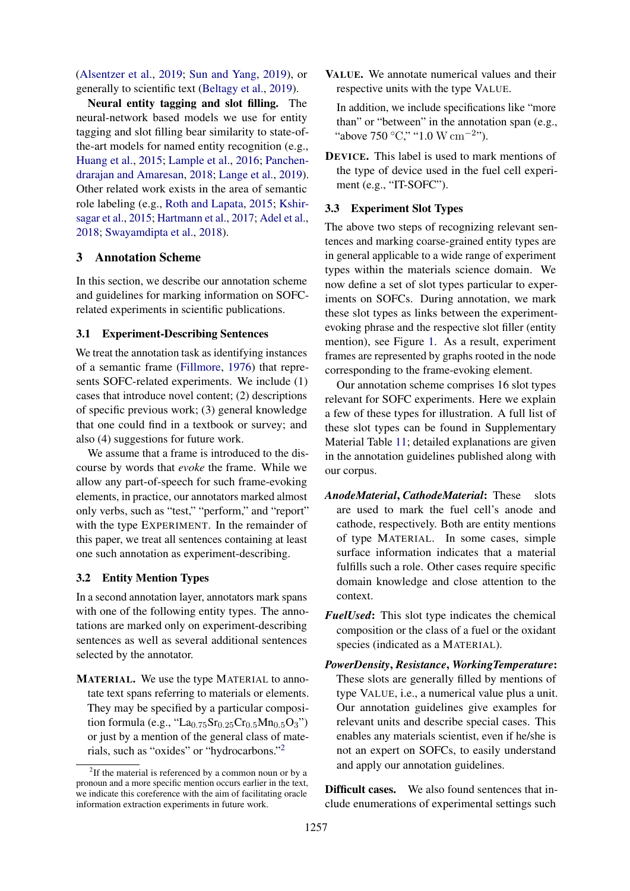(Alsentzer et al., 2019; Sun and Yang, 2019), or generally to scientific text (Beltagy et al., 2019).

**Neural entity tagging and slot filling.** The neural-network based models we use for entity tagging and slot filling bear similarity to state-of-the-art models for named entity recognition (e.g., Huang et al., 2015; Lample et al., 2016; Panchendrarajan and Amaresan, 2018; Lange et al., 2019). Other related work exists in the area of semantic role labeling (e.g., Roth and Lapata, 2015; Kshirsagar et al., 2015; Hartmann et al., 2017; Adel et al., 2018; Swayamdipta et al., 2018).

## 3 Annotation Scheme

In this section, we describe our annotation scheme and guidelines for marking information on SOFC-related experiments in scientific publications.

### 3.1 Experiment-Describing Sentences

We treat the annotation task as identifying instances of a semantic frame (Fillmore, 1976) that represents SOFC-related experiments. We include (1) cases that introduce novel content; (2) descriptions of specific previous work; (3) general knowledge that one could find in a textbook or survey; and also (4) suggestions for future work.

We assume that a frame is introduced to the discourse by words that *evoke* the frame. While we allow any part-of-speech for such frame-evoking elements, in practice, our annotators marked almost only verbs, such as "test," "perform," and "report" with the type EXPERIMENT. In the remainder of this paper, we treat all sentences containing at least one such annotation as experiment-describing.

### 3.2 Entity Mention Types

In a second annotation layer, annotators mark spans with one of the following entity types. The annotations are marked only on experiment-describing sentences as well as several additional sentences selected by the annotator.

**MATERIAL.** We use the type MATERIAL to annotate text spans referring to materials or elements. They may be specified by a particular composition formula (e.g., "$La_{0.75}Sr_{0.25}Cr_{0.5}Mn_{0.5}O_3$") or just by a mention of the general class of materials, such as "oxides" or "hydrocarbons."[2]

[2] If the material is referenced by a common noun or by a pronoun and a more specific mention occurs earlier in the text, we indicate this coreference with the aim of facilitating oracle information extraction experiments in future work.

**VALUE.** We annotate numerical values and their respective units with the type VALUE.

In addition, we include specifications like "more than" or "between" in the annotation span (e.g., "above 750 °C," "1.0 W $cm^{-2}$").

**DEVICE.** This label is used to mark mentions of the type of device used in the fuel cell experiment (e.g., "IT-SOFC").

### 3.3 Experiment Slot Types

The above two steps of recognizing relevant sentences and marking coarse-grained entity types are in general applicable to a wide range of experiment types within the materials science domain. We now define a set of slot types particular to experiments on SOFCs. During annotation, we mark these slot types as links between the experiment-evoking phrase and the respective slot filler (entity mention), see Figure 1. As a result, experiment frames are represented by graphs rooted in the node corresponding to the frame-evoking element.

Our annotation scheme comprises 16 slot types relevant for SOFC experiments. Here we explain a few of these types for illustration. A full list of these slot types can be found in Supplementary Material Table 11; detailed explanations are given in the annotation guidelines published along with our corpus.

***AnodeMaterial*, *CathodeMaterial*:** These slots are used to mark the fuel cell's anode and cathode, respectively. Both are entity mentions of type MATERIAL. In some cases, simple surface information indicates that a material fulfills such a role. Other cases require specific domain knowledge and close attention to the context.

***FuelUsed*:** This slot type indicates the chemical composition or the class of a fuel or the oxidant species (indicated as a MATERIAL).

***PowerDensity*, *Resistance*, *WorkingTemperature*:** These slots are generally filled by mentions of type VALUE, i.e., a numerical value plus a unit. Our annotation guidelines give examples for relevant units and describe special cases. This enables any materials scientist, even if he/she is not an expert on SOFCs, to easily understand and apply our annotation guidelines.

**Difficult cases.** We also found sentences that include enumerations of experimental settings such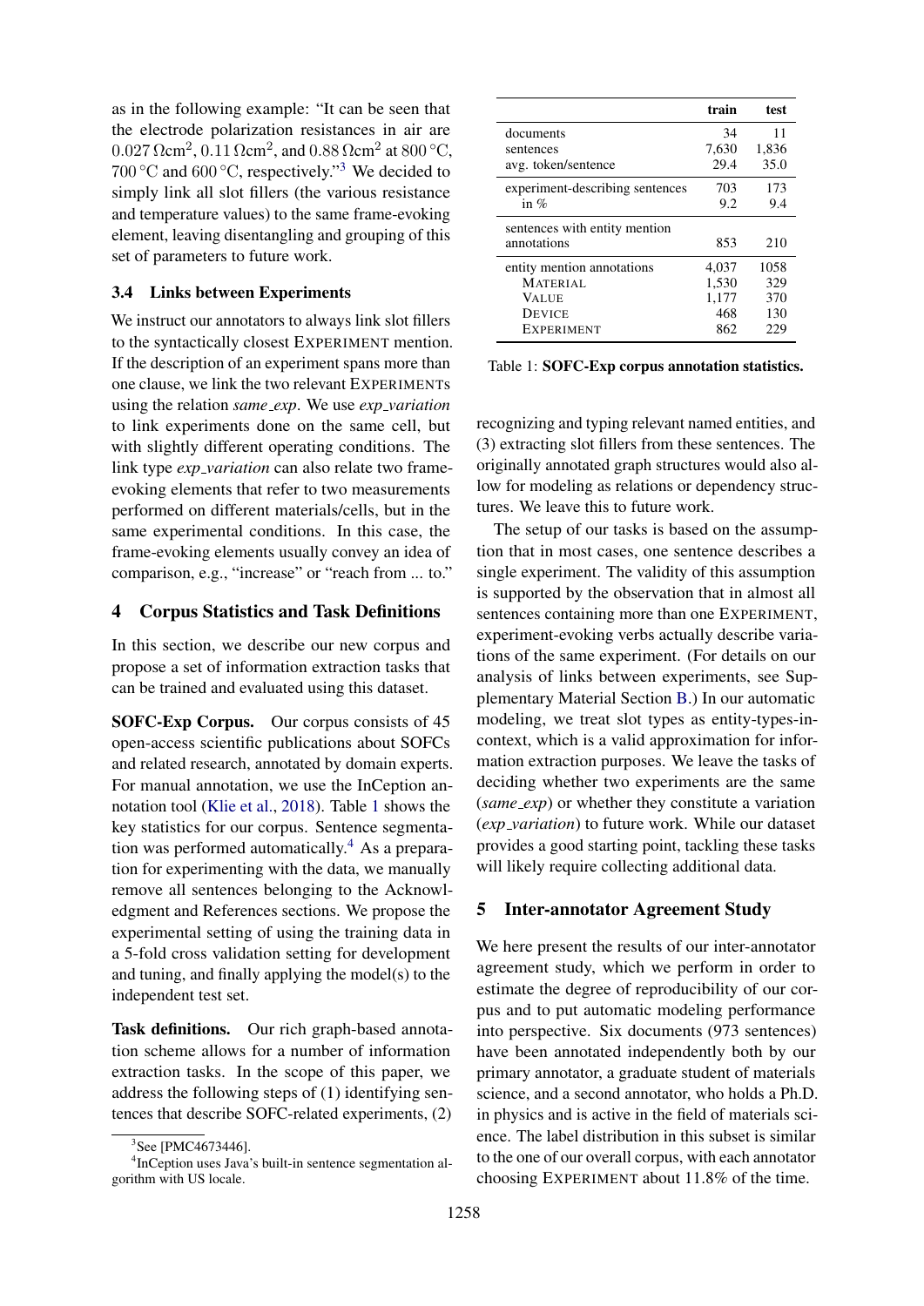as in the following example: "It can be seen that the electrode polarization resistances in air are $0.027\,\Omega\text{cm}^2$, $0.11\,\Omega\text{cm}^2$, and $0.88\,\Omega\text{cm}^2$ at $800\,°\text{C}$, $700\,°\text{C}$ and $600\,°\text{C}$, respectively."[3] We decided to simply link all slot fillers (the various resistance and temperature values) to the same frame-evoking element, leaving disentangling and grouping of this set of parameters to future work.

### 3.4 Links between Experiments

We instruct our annotators to always link slot fillers to the syntactically closest EXPERIMENT mention. If the description of an experiment spans more than one clause, we link the two relevant EXPERIMENTs using the relation *same_exp*. We use *exp_variation* to link experiments done on the same cell, but with slightly different operating conditions. The link type *exp_variation* can also relate two frame-evoking elements that refer to two measurements performed on different materials/cells, but in the same experimental conditions. In this case, the frame-evoking elements usually convey an idea of comparison, e.g., "increase" or "reach from ... to."

## 4 Corpus Statistics and Task Definitions

In this section, we describe our new corpus and propose a set of information extraction tasks that can be trained and evaluated using this dataset.

**SOFC-Exp Corpus.** Our corpus consists of 45 open-access scientific publications about SOFCs and related research, annotated by domain experts. For manual annotation, we use the InCeption annotation tool (Klie et al., 2018). Table 1 shows the key statistics for our corpus. Sentence segmentation was performed automatically.[4] As a preparation for experimenting with the data, we manually remove all sentences belonging to the Acknowledgment and References sections. We propose the experimental setting of using the training data in a 5-fold cross validation setting for development and tuning, and finally applying the model(s) to the independent test set.

**Task definitions.** Our rich graph-based annotation scheme allows for a number of information extraction tasks. In the scope of this paper, we address the following steps of (1) identifying sentences that describe SOFC-related experiments, (2) recognizing and typing relevant named entities, and (3) extracting slot fillers from these sentences. The originally annotated graph structures would also allow for modeling as relations or dependency structures. We leave this to future work.

|  | **train** | **test** |
|---|---|---|
| documents | 34 | 11 |
| sentences | 7,630 | 1,836 |
| avg. token/sentence | 29.4 | 35.0 |
| experiment-describing sentences | 703 | 173 |
| in % | 9.2 | 9.4 |
| sentences with entity mention annotations | 853 | 210 |
| entity mention annotations | 4,037 | 1058 |
| MATERIAL | 1,530 | 329 |
| VALUE | 1,177 | 370 |
| DEVICE | 468 | 130 |
| EXPERIMENT | 862 | 229 |

Table 1: **SOFC-Exp corpus annotation statistics.**

The setup of our tasks is based on the assumption that in most cases, one sentence describes a single experiment. The validity of this assumption is supported by the observation that in almost all sentences containing more than one EXPERIMENT, experiment-evoking verbs actually describe variations of the same experiment. (For details on our analysis of links between experiments, see Supplementary Material Section B.) In our automatic modeling, we treat slot types as entity-types-in-context, which is a valid approximation for information extraction purposes. We leave the tasks of deciding whether two experiments are the same (*same_exp*) or whether they constitute a variation (*exp_variation*) to future work. While our dataset provides a good starting point, tackling these tasks will likely require collecting additional data.

## 5 Inter-annotator Agreement Study

We here present the results of our inter-annotator agreement study, which we perform in order to estimate the degree of reproducibility of our corpus and to put automatic modeling performance into perspective. Six documents (973 sentences) have been annotated independently both by our primary annotator, a graduate student of materials science, and a second annotator, who holds a Ph.D. in physics and is active in the field of materials science. The label distribution in this subset is similar to the one of our overall corpus, with each annotator choosing EXPERIMENT about 11.8% of the time.

[3] See [PMC4673446].

[4] InCeption uses Java's built-in sentence segmentation algorithm with US locale.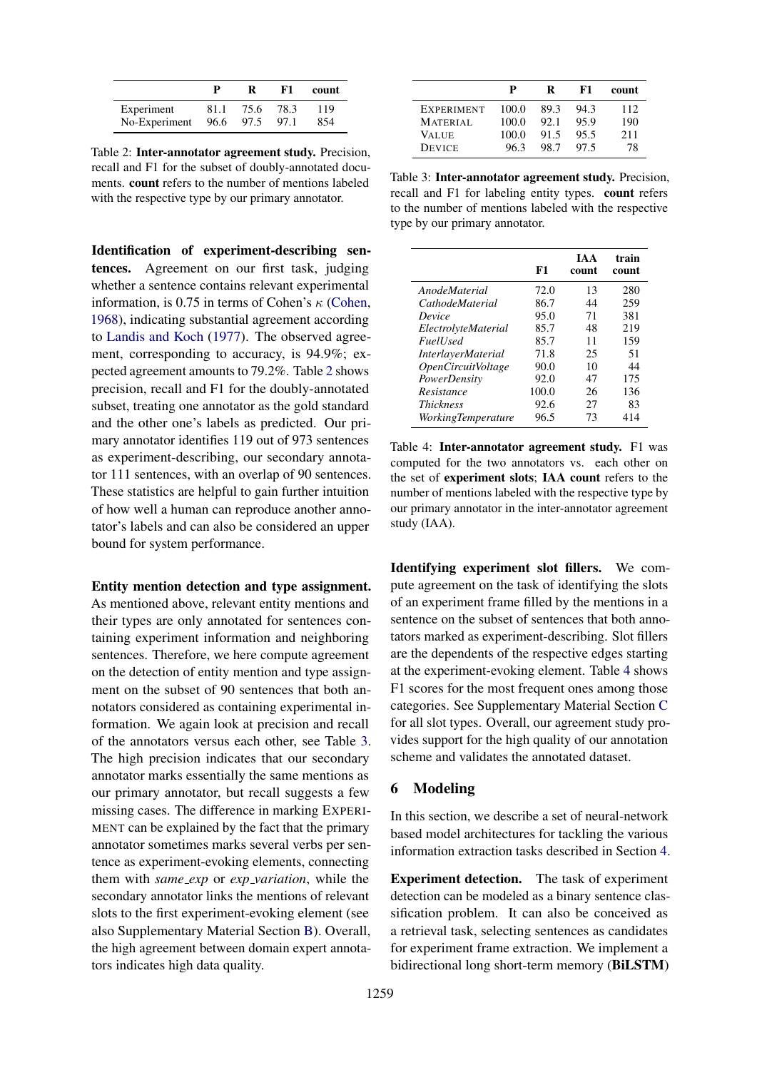|  | P | R | F1 | count |
|---|---|---|---|---|
| Experiment | 81.1 | 75.6 | 78.3 | 119 |
| No-Experiment | 96.6 | 97.5 | 97.1 | 854 |

Table 2: **Inter-annotator agreement study.** Precision, recall and F1 for the subset of doubly-annotated documents. **count** refers to the number of mentions labeled with the respective type by our primary annotator.

**Identification of experiment-describing sentences.** Agreement on our first task, judging whether a sentence contains relevant experimental information, is 0.75 in terms of Cohen's $\kappa$ (Cohen, 1968), indicating substantial agreement according to Landis and Koch (1977). The observed agreement, corresponding to accuracy, is 94.9%; expected agreement amounts to 79.2%. Table 2 shows precision, recall and F1 for the doubly-annotated subset, treating one annotator as the gold standard and the other one's labels as predicted. Our primary annotator identifies 119 out of 973 sentences as experiment-describing, our secondary annotator 111 sentences, with an overlap of 90 sentences. These statistics are helpful to gain further intuition of how well a human can reproduce another annotator's labels and can also be considered an upper bound for system performance.

**Entity mention detection and type assignment.** As mentioned above, relevant entity mentions and their types are only annotated for sentences containing experiment information and neighboring sentences. Therefore, we here compute agreement on the detection of entity mention and type assignment on the subset of 90 sentences that both annotators considered as containing experimental information. We again look at precision and recall of the annotators versus each other, see Table 3. The high precision indicates that our secondary annotator marks essentially the same mentions as our primary annotator, but recall suggests a few missing cases. The difference in marking EXPERIMENT can be explained by the fact that the primary annotator sometimes marks several verbs per sentence as experiment-evoking elements, connecting them with *same_exp* or *exp_variation*, while the secondary annotator links the mentions of relevant slots to the first experiment-evoking element (see also Supplementary Material Section B). Overall, the high agreement between domain expert annotators indicates high data quality.

|  | P | R | F1 | count |
|---|---|---|---|---|
| EXPERIMENT | 100.0 | 89.3 | 94.3 | 112 |
| MATERIAL | 100.0 | 92.1 | 95.9 | 190 |
| VALUE | 100.0 | 91.5 | 95.5 | 211 |
| DEVICE | 96.3 | 98.7 | 97.5 | 78 |

Table 3: **Inter-annotator agreement study.** Precision, recall and F1 for labeling entity types. **count** refers to the number of mentions labeled with the respective type by our primary annotator.

|  | F1 | IAA count | train count |
|---|---|---|---|
| *AnodeMaterial* | 72.0 | 13 | 280 |
| *CathodeMaterial* | 86.7 | 44 | 259 |
| *Device* | 95.0 | 71 | 381 |
| *ElectrolyteMaterial* | 85.7 | 48 | 219 |
| *FuelUsed* | 85.7 | 11 | 159 |
| *InterlayerMaterial* | 71.8 | 25 | 51 |
| *OpenCircuitVoltage* | 90.0 | 10 | 44 |
| *PowerDensity* | 92.0 | 47 | 175 |
| *Resistance* | 100.0 | 26 | 136 |
| *Thickness* | 92.6 | 27 | 83 |
| *WorkingTemperature* | 96.5 | 73 | 414 |

Table 4: **Inter-annotator agreement study.** F1 was computed for the two annotators vs. each other on the set of **experiment slots**; **IAA count** refers to the number of mentions labeled with the respective type by our primary annotator in the inter-annotator agreement study (IAA).

**Identifying experiment slot fillers.** We compute agreement on the task of identifying the slots of an experiment frame filled by the mentions in a sentence on the subset of sentences that both annotators marked as experiment-describing. Slot fillers are the dependents of the respective edges starting at the experiment-evoking element. Table 4 shows F1 scores for the most frequent ones among those categories. See Supplementary Material Section C for all slot types. Overall, our agreement study provides support for the high quality of our annotation scheme and validates the annotated dataset.

## 6 Modeling

In this section, we describe a set of neural-network based model architectures for tackling the various information extraction tasks described in Section 4.

**Experiment detection.** The task of experiment detection can be modeled as a binary sentence classification problem. It can also be conceived as a retrieval task, selecting sentences as candidates for experiment frame extraction. We implement a bidirectional long short-term memory (**BiLSTM**)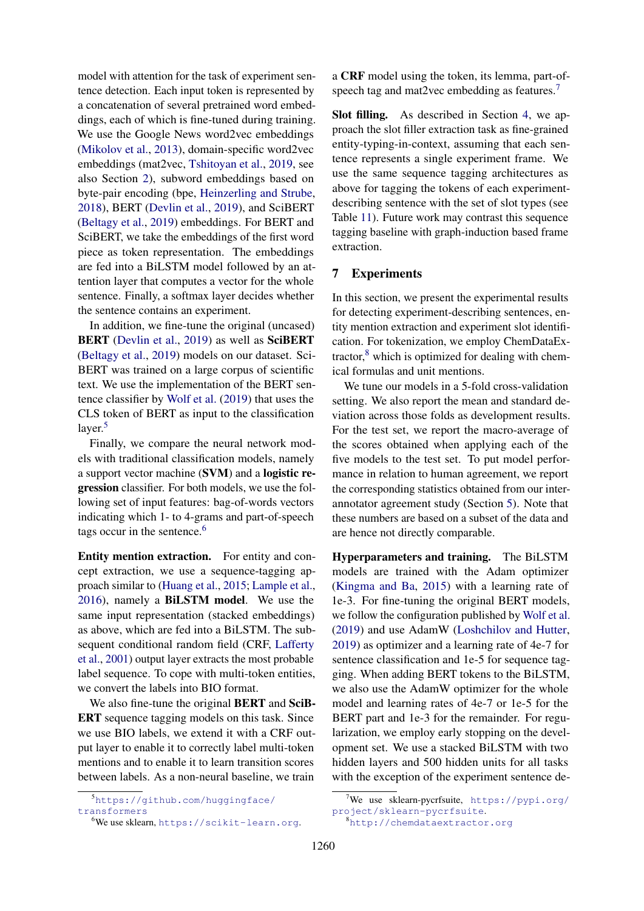model with attention for the task of experiment sentence detection. Each input token is represented by a concatenation of several pretrained word embeddings, each of which is fine-tuned during training. We use the Google News word2vec embeddings (Mikolov et al., 2013), domain-specific word2vec embeddings (mat2vec, Tshitoyan et al., 2019, see also Section 2), subword embeddings based on byte-pair encoding (bpe, Heinzerling and Strube, 2018), BERT (Devlin et al., 2019), and SciBERT (Beltagy et al., 2019) embeddings. For BERT and SciBERT, we take the embeddings of the first word piece as token representation. The embeddings are fed into a BiLSTM model followed by an attention layer that computes a vector for the whole sentence. Finally, a softmax layer decides whether the sentence contains an experiment.

In addition, we fine-tune the original (uncased) **BERT** (Devlin et al., 2019) as well as **SciBERT** (Beltagy et al., 2019) models on our dataset. SciBERT was trained on a large corpus of scientific text. We use the implementation of the BERT sentence classifier by Wolf et al. (2019) that uses the CLS token of BERT as input to the classification layer.[5]

Finally, we compare the neural network models with traditional classification models, namely a support vector machine (**SVM**) and a **logistic regression** classifier. For both models, we use the following set of input features: bag-of-words vectors indicating which 1- to 4-grams and part-of-speech tags occur in the sentence.[6]

**Entity mention extraction.** For entity and concept extraction, we use a sequence-tagging approach similar to (Huang et al., 2015; Lample et al., 2016), namely a **BiLSTM model**. We use the same input representation (stacked embeddings) as above, which are fed into a BiLSTM. The subsequent conditional random field (CRF, Lafferty et al., 2001) output layer extracts the most probable label sequence. To cope with multi-token entities, we convert the labels into BIO format.

We also fine-tune the original **BERT** and **SciBERT** sequence tagging models on this task. Since we use BIO labels, we extend it with a CRF output layer to enable it to correctly label multi-token mentions and to enable it to learn transition scores between labels. As a non-neural baseline, we train a **CRF** model using the token, its lemma, part-of-speech tag and mat2vec embedding as features.[7]

**Slot filling.** As described in Section 4, we approach the slot filler extraction task as fine-grained entity-typing-in-context, assuming that each sentence represents a single experiment frame. We use the same sequence tagging architectures as above for tagging the tokens of each experiment-describing sentence with the set of slot types (see Table 11). Future work may contrast this sequence tagging baseline with graph-induction based frame extraction.

## 7 Experiments

In this section, we present the experimental results for detecting experiment-describing sentences, entity mention extraction and experiment slot identification. For tokenization, we employ ChemDataExtractor,[8] which is optimized for dealing with chemical formulas and unit mentions.

We tune our models in a 5-fold cross-validation setting. We also report the mean and standard deviation across those folds as development results. For the test set, we report the macro-average of the scores obtained when applying each of the five models to the test set. To put model performance in relation to human agreement, we report the corresponding statistics obtained from our inter-annotator agreement study (Section 5). Note that these numbers are based on a subset of the data and are hence not directly comparable.

**Hyperparameters and training.** The BiLSTM models are trained with the Adam optimizer (Kingma and Ba, 2015) with a learning rate of 1e-3. For fine-tuning the original BERT models, we follow the configuration published by Wolf et al. (2019) and use AdamW (Loshchilov and Hutter, 2019) as optimizer and a learning rate of 4e-7 for sentence classification and 1e-5 for sequence tagging. When adding BERT tokens to the BiLSTM, we also use the AdamW optimizer for the whole model and learning rates of 4e-7 or 1e-5 for the BERT part and 1e-3 for the remainder. For regularization, we employ early stopping on the development set. We use a stacked BiLSTM with two hidden layers and 500 hidden units for all tasks with the exception of the experiment sentence de-

[5] https://github.com/huggingface/transformers

[6] We use sklearn, https://scikit-learn.org.

[7] We use sklearn-pycrfsuite, https://pypi.org/project/sklearn-pycrfsuite.

[8] http://chemdataextractor.org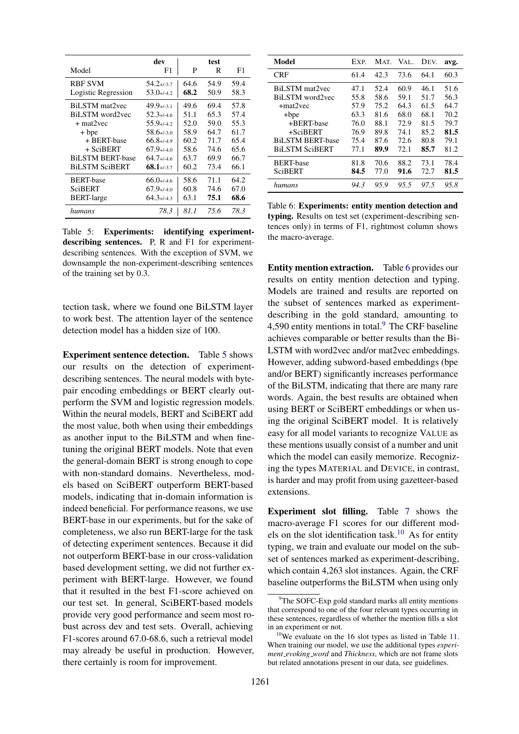| Model | dev F1 | test P | test R | test F1 |
|---|---|---|---|---|
| RBF SVM | 54.2+/-3.7 | 64.6 | 54.9 | 59.4 |
| Logistic Regression | 53.0+/-4.2 | **68.2** | 50.9 | 58.3 |
| BiLSTM mat2vec | 49.9+/-3.1 | 49.6 | 69.4 | 57.8 |
| BiLSTM word2vec | 52.3+/-4.6 | 51.1 | 65.3 | 57.4 |
| + mat2vec | 55.9+/-4.2 | 52.0 | 59.0 | 55.3 |
| + bpe | 58.6+/-3.0 | 58.9 | 64.7 | 61.7 |
| + BERT-base | 66.8+/-4.9 | 60.2 | 71.7 | 65.4 |
| + SciBERT | 67.9+/-4.0 | 58.6 | 74.6 | 65.6 |
| BiLSTM BERT-base | 64.7+/-4.6 | 63.7 | 69.9 | 66.7 |
| BiLSTM SciBERT | **68.1**+/-3.7 | 60.2 | 73.4 | 66.1 |
| BERT-base | 66.0+/-4.6 | 58.6 | 71.1 | 64.2 |
| SciBERT | 67.9+/-4.0 | 60.8 | 74.6 | 67.0 |
| BERT-large | 64.3+/-4.3 | 63.1 | **75.1** | **68.6** |
| *humans* | *78.3* | *81.1* | *75.6* | *78.3* |

Table 5: **Experiments: identifying experiment-describing sentences.** P, R and F1 for experiment-describing sentences. With the exception of SVM, we downsample the non-experiment-describing sentences of the training set by 0.3.

tection task, where we found one BiLSTM layer to work best. The attention layer of the sentence detection model has a hidden size of 100.

**Experiment sentence detection.** Table 5 shows our results on the detection of experiment-describing sentences. The neural models with byte-pair encoding embeddings or BERT clearly outperform the SVM and logistic regression models. Within the neural models, BERT and SciBERT add the most value, both when using their embeddings as another input to the BiLSTM and when fine-tuning the original BERT models. Note that even the general-domain BERT is strong enough to cope with non-standard domains. Nevertheless, models based on SciBERT outperform BERT-based models, indicating that in-domain information is indeed beneficial. For performance reasons, we use BERT-base in our experiments, but for the sake of completeness, we also run BERT-large for the task of detecting experiment sentences. Because it did not outperform BERT-base in our cross-validation based development setting, we did not further experiment with BERT-large. However, we found that it resulted in the best F1-score achieved on our test set. In general, SciBERT-based models provide very good performance and seem most robust across dev and test sets. Overall, achieving F1-scores around 67.0-68.6, such a retrieval model may already be useful in production. However, there certainly is room for improvement.

| Model | EXP. | MAT. | VAL. | DEV. | avg. |
|---|---|---|---|---|---|
| CRF | 61.4 | 42.3 | 73.6 | 64.1 | 60.3 |
| BiLSTM mat2vec | 47.1 | 52.4 | 60.9 | 46.1 | 51.6 |
| BiLSTM word2vec | 55.8 | 58.6 | 59.1 | 51.7 | 56.3 |
| +mat2vec | 57.9 | 75.2 | 64.3 | 61.5 | 64.7 |
| +bpe | 63.3 | 81.6 | 68.0 | 68.1 | 70.2 |
| +BERT-base | 76.0 | 88.1 | 72.9 | 81.5 | 79.7 |
| +SciBERT | 76.9 | 89.8 | 74.1 | 85.2 | **81.5** |
| BiLSTM BERT-base | 75.4 | 87.6 | 72.6 | 80.8 | 79.1 |
| BiLSTM SciBERT | 77.1 | **89.9** | 72.1 | **85.7** | 81.2 |
| BERT-base | 81.8 | 70.6 | 88.2 | 73.1 | 78.4 |
| SciBERT | **84.5** | 77.0 | **91.6** | 72.7 | **81.5** |
| *humans* | *94.3* | *95.9* | *95.5* | *97.5* | *95.8* |

Table 6: **Experiments: entity mention detection and typing.** Results on test set (experiment-describing sentences only) in terms of F1, rightmost column shows the macro-average.

**Entity mention extraction.** Table 6 provides our results on entity mention detection and typing. Models are trained and results are reported on the subset of sentences marked as experiment-describing in the gold standard, amounting to 4,590 entity mentions in total.[9] The CRF baseline achieves comparable or better results than the BiLSTM with word2vec and/or mat2vec embeddings. However, adding subword-based embeddings (bpe and/or BERT) significantly increases performance of the BiLSTM, indicating that there are many rare words. Again, the best results are obtained when using BERT or SciBERT embeddings or when using the original SciBERT model. It is relatively easy for all model variants to recognize VALUE as these mentions usually consist of a number and unit which the model can easily memorize. Recognizing the types MATERIAL and DEVICE, in contrast, is harder and may profit from using gazetteer-based extensions.

**Experiment slot filling.** Table 7 shows the macro-average F1 scores for our different models on the slot identification task.[10] As for entity typing, we train and evaluate our model on the subset of sentences marked as experiment-describing, which contain 4,263 slot instances. Again, the CRF baseline outperforms the BiLSTM when using only

[9] The SOFC-Exp gold standard marks all entity mentions that correspond to one of the four relevant types occurring in these sentences, regardless of whether the mention fills a slot in an experiment or not.

[10] We evaluate on the 16 slot types as listed in Table 11. When training our model, we use the additional types *experiment_evoking_word* and *Thickness*, which are not frame slots but related annotations present in our data, see guidelines.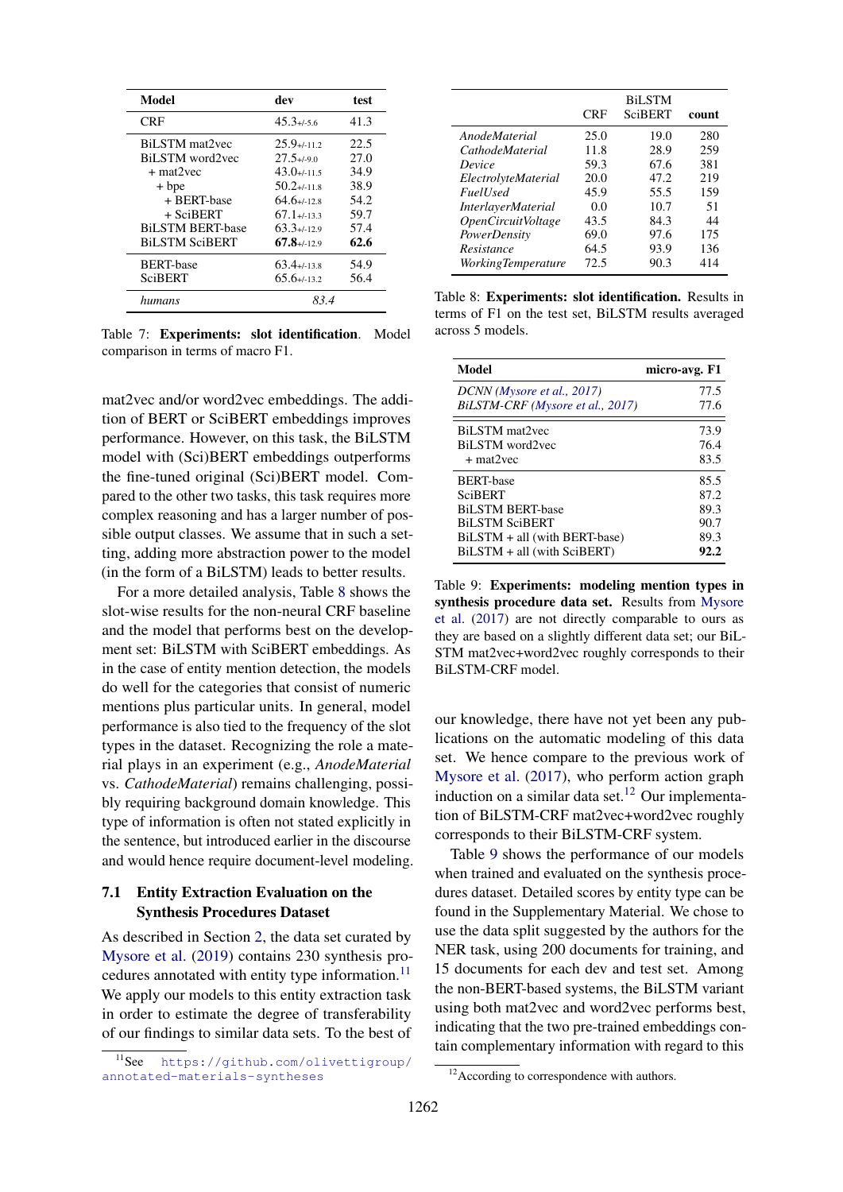| Model | dev | test |
|---|---|---|
| CRF | 45.3$_{+/-5.6}$ | 41.3 |
| BiLSTM mat2vec | 25.9$_{+/-11.2}$ | 22.5 |
| BiLSTM word2vec | 27.5$_{+/-9.0}$ | 27.0 |
| + mat2vec | 43.0$_{+/-11.5}$ | 34.9 |
| + bpe | 50.2$_{+/-11.8}$ | 38.9 |
| + BERT-base | 64.6$_{+/-12.8}$ | 54.2 |
| + SciBERT | 67.1$_{+/-13.3}$ | 59.7 |
| BiLSTM BERT-base | 63.3$_{+/-12.9}$ | 57.4 |
| BiLSTM SciBERT | **67.8**$_{+/-12.9}$ | **62.6** |
| BERT-base | 63.4$_{+/-13.8}$ | 54.9 |
| SciBERT | 65.6$_{+/-13.2}$ | 56.4 |
| *humans* | *83.4* | |

Table 7: **Experiments: slot identification**. Model comparison in terms of macro F1.

| | CRF | BiLSTM SciBERT | count |
|---|---|---|---|
| *AnodeMaterial* | 25.0 | 19.0 | 280 |
| *CathodeMaterial* | 11.8 | 28.9 | 259 |
| *Device* | 59.3 | 67.6 | 381 |
| *ElectrolyteMaterial* | 20.0 | 47.2 | 219 |
| *FuelUsed* | 45.9 | 55.5 | 159 |
| *InterlayerMaterial* | 0.0 | 10.7 | 51 |
| *OpenCircuitVoltage* | 43.5 | 84.3 | 44 |
| *PowerDensity* | 69.0 | 97.6 | 175 |
| *Resistance* | 64.5 | 93.9 | 136 |
| *WorkingTemperature* | 72.5 | 90.3 | 414 |

Table 8: **Experiments: slot identification.** Results in terms of F1 on the test set, BiLSTM results averaged across 5 models.

mat2vec and/or word2vec embeddings. The addition of BERT or SciBERT embeddings improves performance. However, on this task, the BiLSTM model with (Sci)BERT embeddings outperforms the fine-tuned original (Sci)BERT model. Compared to the other two tasks, this task requires more complex reasoning and has a larger number of possible output classes. We assume that in such a setting, adding more abstraction power to the model (in the form of a BiLSTM) leads to better results.

For a more detailed analysis, Table 8 shows the slot-wise results for the non-neural CRF baseline and the model that performs best on the development set: BiLSTM with SciBERT embeddings. As in the case of entity mention detection, the models do well for the categories that consist of numeric mentions plus particular units. In general, model performance is also tied to the frequency of the slot types in the dataset. Recognizing the role a material plays in an experiment (e.g., *AnodeMaterial* vs. *CathodeMaterial*) remains challenging, possibly requiring background domain knowledge. This type of information is often not stated explicitly in the sentence, but introduced earlier in the discourse and would hence require document-level modeling.

### 7.1 Entity Extraction Evaluation on the Synthesis Procedures Dataset

As described in Section 2, the data set curated by Mysore et al. (2019) contains 230 synthesis procedures annotated with entity type information.[11] We apply our models to this entity extraction task in order to estimate the degree of transferability of our findings to similar data sets. To the best of our knowledge, there have not yet been any publications on the automatic modeling of this data set. We hence compare to the previous work of Mysore et al. (2017), who perform action graph induction on a similar data set.[12] Our implementation of BiLSTM-CRF mat2vec+word2vec roughly corresponds to their BiLSTM-CRF system.

| Model | micro-avg. F1 |
|---|---|
| *DCNN (Mysore et al., 2017)* | 77.5 |
| *BiLSTM-CRF (Mysore et al., 2017)* | 77.6 |
| BiLSTM mat2vec | 73.9 |
| BiLSTM word2vec | 76.4 |
| + mat2vec | 83.5 |
| BERT-base | 85.5 |
| SciBERT | 87.2 |
| BiLSTM BERT-base | 89.3 |
| BiLSTM SciBERT | 90.7 |
| BiLSTM + all (with BERT-base) | 89.3 |
| BiLSTM + all (with SciBERT) | **92.2** |

Table 9: **Experiments: modeling mention types in synthesis procedure data set.** Results from Mysore et al. (2017) are not directly comparable to ours as they are based on a slightly different data set; our BiLSTM mat2vec+word2vec roughly corresponds to their BiLSTM-CRF model.

Table 9 shows the performance of our models when trained and evaluated on the synthesis procedures dataset. Detailed scores by entity type can be found in the Supplementary Material. We chose to use the data split suggested by the authors for the NER task, using 200 documents for training, and 15 documents for each dev and test set. Among the non-BERT-based systems, the BiLSTM variant using both mat2vec and word2vec performs best, indicating that the two pre-trained embeddings contain complementary information with regard to this

[11] See https://github.com/olivettigroup/annotated-materials-syntheses

[12] According to correspondence with authors.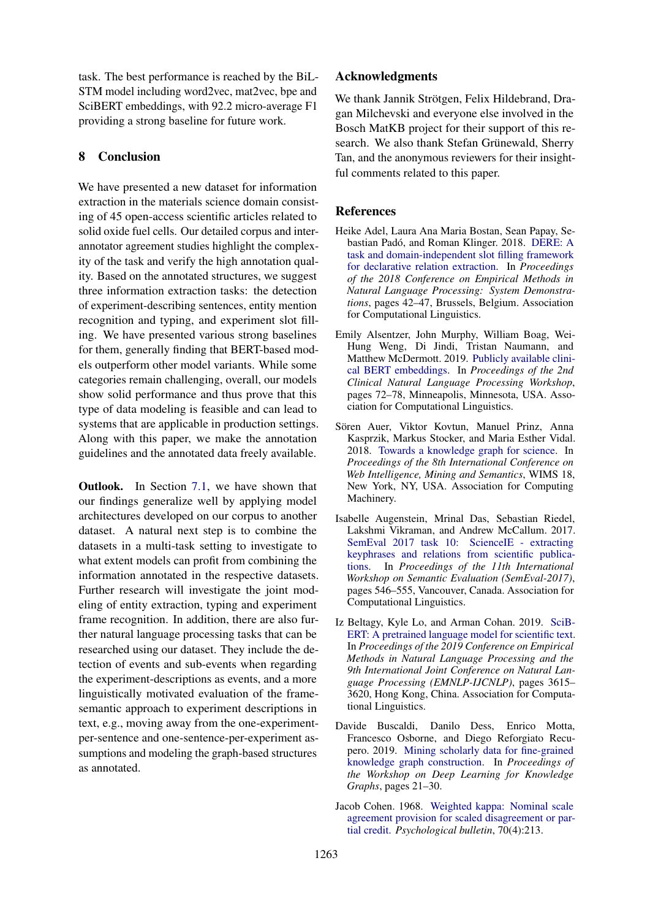task. The best performance is reached by the BiLSTM model including word2vec, mat2vec, bpe and SciBERT embeddings, with 92.2 micro-average F1 providing a strong baseline for future work.

## 8 Conclusion

We have presented a new dataset for information extraction in the materials science domain consisting of 45 open-access scientific articles related to solid oxide fuel cells. Our detailed corpus and inter-annotator agreement studies highlight the complexity of the task and verify the high annotation quality. Based on the annotated structures, we suggest three information extraction tasks: the detection of experiment-describing sentences, entity mention recognition and typing, and experiment slot filling. We have presented various strong baselines for them, generally finding that BERT-based models outperform other model variants. While some categories remain challenging, overall, our models show solid performance and thus prove that this type of data modeling is feasible and can lead to systems that are applicable in production settings. Along with this paper, we make the annotation guidelines and the annotated data freely available.

**Outlook.** In Section 7.1, we have shown that our findings generalize well by applying model architectures developed on our corpus to another dataset. A natural next step is to combine the datasets in a multi-task setting to investigate to what extent models can profit from combining the information annotated in the respective datasets. Further research will investigate the joint modeling of entity extraction, typing and experiment frame recognition. In addition, there are also further natural language processing tasks that can be researched using our dataset. They include the detection of events and sub-events when regarding the experiment-descriptions as events, and a more linguistically motivated evaluation of the frame-semantic approach to experiment descriptions in text, e.g., moving away from the one-experiment-per-sentence and one-sentence-per-experiment assumptions and modeling the graph-based structures as annotated.

## Acknowledgments

We thank Jannik Strötgen, Felix Hildebrand, Dragan Milchevski and everyone else involved in the Bosch MatKB project for their support of this research. We also thank Stefan Grünewald, Sherry Tan, and the anonymous reviewers for their insightful comments related to this paper.

## References

Heike Adel, Laura Ana Maria Bostan, Sean Papay, Sebastian Padó, and Roman Klinger. 2018. DERE: A task and domain-independent slot filling framework for declarative relation extraction. In *Proceedings of the 2018 Conference on Empirical Methods in Natural Language Processing: System Demonstrations*, pages 42–47, Brussels, Belgium. Association for Computational Linguistics.

Emily Alsentzer, John Murphy, William Boag, Wei-Hung Weng, Di Jindi, Tristan Naumann, and Matthew McDermott. 2019. Publicly available clinical BERT embeddings. In *Proceedings of the 2nd Clinical Natural Language Processing Workshop*, pages 72–78, Minneapolis, Minnesota, USA. Association for Computational Linguistics.

Sören Auer, Viktor Kovtun, Manuel Prinz, Anna Kasprzik, Markus Stocker, and Maria Esther Vidal. 2018. Towards a knowledge graph for science. In *Proceedings of the 8th International Conference on Web Intelligence, Mining and Semantics*, WIMS 18, New York, NY, USA. Association for Computing Machinery.

Isabelle Augenstein, Mrinal Das, Sebastian Riedel, Lakshmi Vikraman, and Andrew McCallum. 2017. SemEval 2017 task 10: ScienceIE - extracting keyphrases and relations from scientific publications. In *Proceedings of the 11th International Workshop on Semantic Evaluation (SemEval-2017)*, pages 546–555, Vancouver, Canada. Association for Computational Linguistics.

Iz Beltagy, Kyle Lo, and Arman Cohan. 2019. SciBERT: A pretrained language model for scientific text. In *Proceedings of the 2019 Conference on Empirical Methods in Natural Language Processing and the 9th International Joint Conference on Natural Language Processing (EMNLP-IJCNLP)*, pages 3615–3620, Hong Kong, China. Association for Computational Linguistics.

Davide Buscaldi, Danilo Dess, Enrico Motta, Francesco Osborne, and Diego Reforgiato Recupero. 2019. Mining scholarly data for fine-grained knowledge graph construction. In *Proceedings of the Workshop on Deep Learning for Knowledge Graphs*, pages 21–30.

Jacob Cohen. 1968. Weighted kappa: Nominal scale agreement provision for scaled disagreement or partial credit. *Psychological bulletin*, 70(4):213.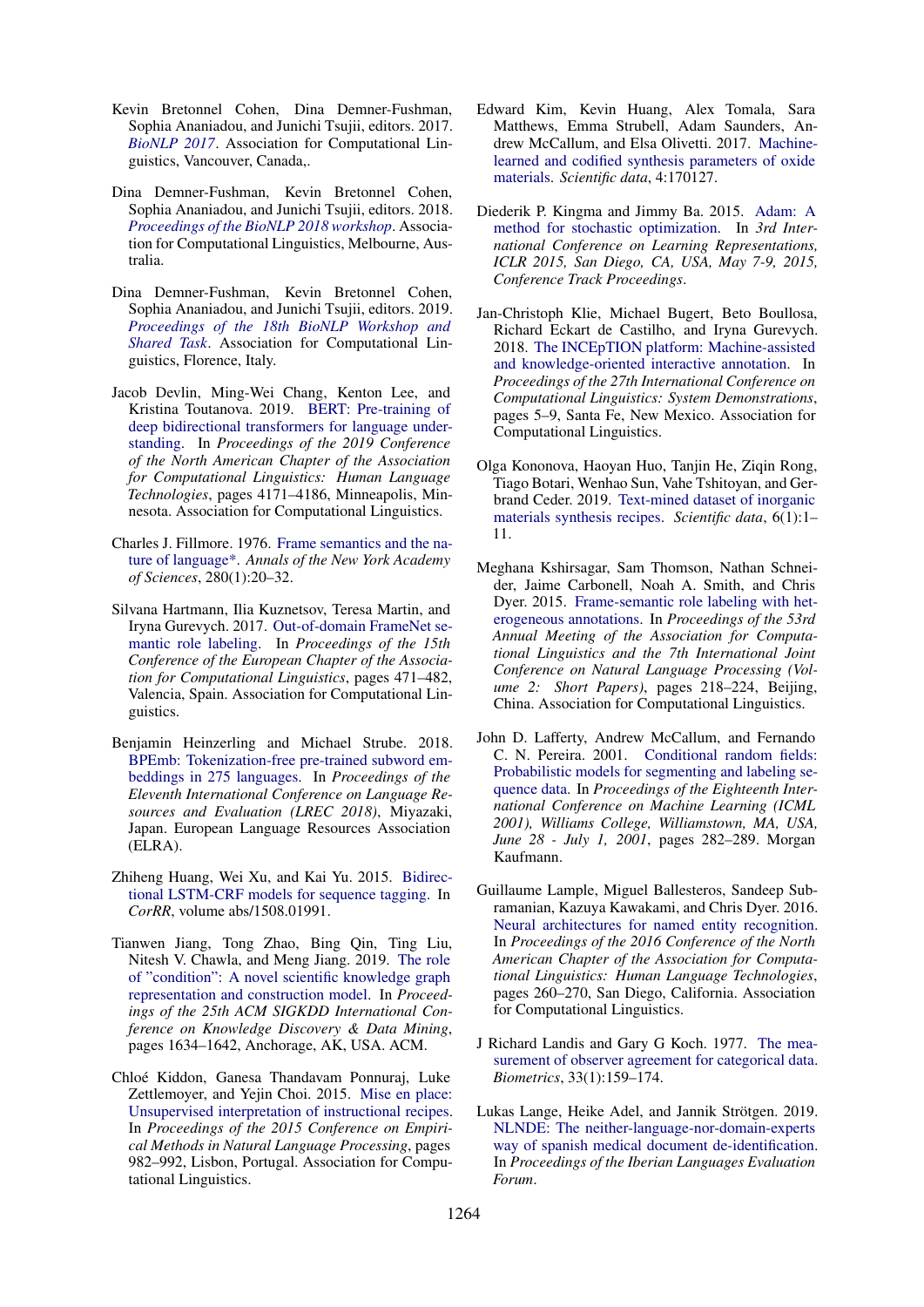Kevin Bretonnel Cohen, Dina Demner-Fushman, Sophia Ananiadou, and Junichi Tsujii, editors. 2017. *BioNLP 2017*. Association for Computational Linguistics, Vancouver, Canada,.

Dina Demner-Fushman, Kevin Bretonnel Cohen, Sophia Ananiadou, and Junichi Tsujii, editors. 2018. *Proceedings of the BioNLP 2018 workshop*. Association for Computational Linguistics, Melbourne, Australia.

Dina Demner-Fushman, Kevin Bretonnel Cohen, Sophia Ananiadou, and Junichi Tsujii, editors. 2019. *Proceedings of the 18th BioNLP Workshop and Shared Task*. Association for Computational Linguistics, Florence, Italy.

Jacob Devlin, Ming-Wei Chang, Kenton Lee, and Kristina Toutanova. 2019. BERT: Pre-training of deep bidirectional transformers for language understanding. In *Proceedings of the 2019 Conference of the North American Chapter of the Association for Computational Linguistics: Human Language Technologies*, pages 4171–4186, Minneapolis, Minnesota. Association for Computational Linguistics.

Charles J. Fillmore. 1976. Frame semantics and the nature of language*. *Annals of the New York Academy of Sciences*, 280(1):20–32.

Silvana Hartmann, Ilia Kuznetsov, Teresa Martin, and Iryna Gurevych. 2017. Out-of-domain FrameNet semantic role labeling. In *Proceedings of the 15th Conference of the European Chapter of the Association for Computational Linguistics*, pages 471–482, Valencia, Spain. Association for Computational Linguistics.

Benjamin Heinzerling and Michael Strube. 2018. BPEmb: Tokenization-free pre-trained subword embeddings in 275 languages. In *Proceedings of the Eleventh International Conference on Language Resources and Evaluation (LREC 2018)*, Miyazaki, Japan. European Language Resources Association (ELRA).

Zhiheng Huang, Wei Xu, and Kai Yu. 2015. Bidirectional LSTM-CRF models for sequence tagging. In *CoRR*, volume abs/1508.01991.

Tianwen Jiang, Tong Zhao, Bing Qin, Ting Liu, Nitesh V. Chawla, and Meng Jiang. 2019. The role of "condition": A novel scientific knowledge graph representation and construction model. In *Proceedings of the 25th ACM SIGKDD International Conference on Knowledge Discovery & Data Mining*, pages 1634–1642, Anchorage, AK, USA. ACM.

Chloé Kiddon, Ganesa Thandavam Ponnuraj, Luke Zettlemoyer, and Yejin Choi. 2015. Mise en place: Unsupervised interpretation of instructional recipes. In *Proceedings of the 2015 Conference on Empirical Methods in Natural Language Processing*, pages 982–992, Lisbon, Portugal. Association for Computational Linguistics.

Edward Kim, Kevin Huang, Alex Tomala, Sara Matthews, Emma Strubell, Adam Saunders, Andrew McCallum, and Elsa Olivetti. 2017. Machine-learned and codified synthesis parameters of oxide materials. *Scientific data*, 4:170127.

Diederik P. Kingma and Jimmy Ba. 2015. Adam: A method for stochastic optimization. In *3rd International Conference on Learning Representations, ICLR 2015, San Diego, CA, USA, May 7-9, 2015, Conference Track Proceedings*.

Jan-Christoph Klie, Michael Bugert, Beto Boullosa, Richard Eckart de Castilho, and Iryna Gurevych. 2018. The INCEpTION platform: Machine-assisted and knowledge-oriented interactive annotation. In *Proceedings of the 27th International Conference on Computational Linguistics: System Demonstrations*, pages 5–9, Santa Fe, New Mexico. Association for Computational Linguistics.

Olga Kononova, Haoyan Huo, Tanjin He, Ziqin Rong, Tiago Botari, Wenhao Sun, Vahe Tshitoyan, and Gerbrand Ceder. 2019. Text-mined dataset of inorganic materials synthesis recipes. *Scientific data*, 6(1):1–11.

Meghana Kshirsagar, Sam Thomson, Nathan Schneider, Jaime Carbonell, Noah A. Smith, and Chris Dyer. 2015. Frame-semantic role labeling with heterogeneous annotations. In *Proceedings of the 53rd Annual Meeting of the Association for Computational Linguistics and the 7th International Joint Conference on Natural Language Processing (Volume 2: Short Papers)*, pages 218–224, Beijing, China. Association for Computational Linguistics.

John D. Lafferty, Andrew McCallum, and Fernando C. N. Pereira. 2001. Conditional random fields: Probabilistic models for segmenting and labeling sequence data. In *Proceedings of the Eighteenth International Conference on Machine Learning (ICML 2001), Williams College, Williamstown, MA, USA, June 28 - July 1, 2001*, pages 282–289. Morgan Kaufmann.

Guillaume Lample, Miguel Ballesteros, Sandeep Subramanian, Kazuya Kawakami, and Chris Dyer. 2016. Neural architectures for named entity recognition. In *Proceedings of the 2016 Conference of the North American Chapter of the Association for Computational Linguistics: Human Language Technologies*, pages 260–270, San Diego, California. Association for Computational Linguistics.

J Richard Landis and Gary G Koch. 1977. The measurement of observer agreement for categorical data. *Biometrics*, 33(1):159–174.

Lukas Lange, Heike Adel, and Jannik Strötgen. 2019. NLNDE: The neither-language-nor-domain-experts way of spanish medical document de-identification. In *Proceedings of the Iberian Languages Evaluation Forum*.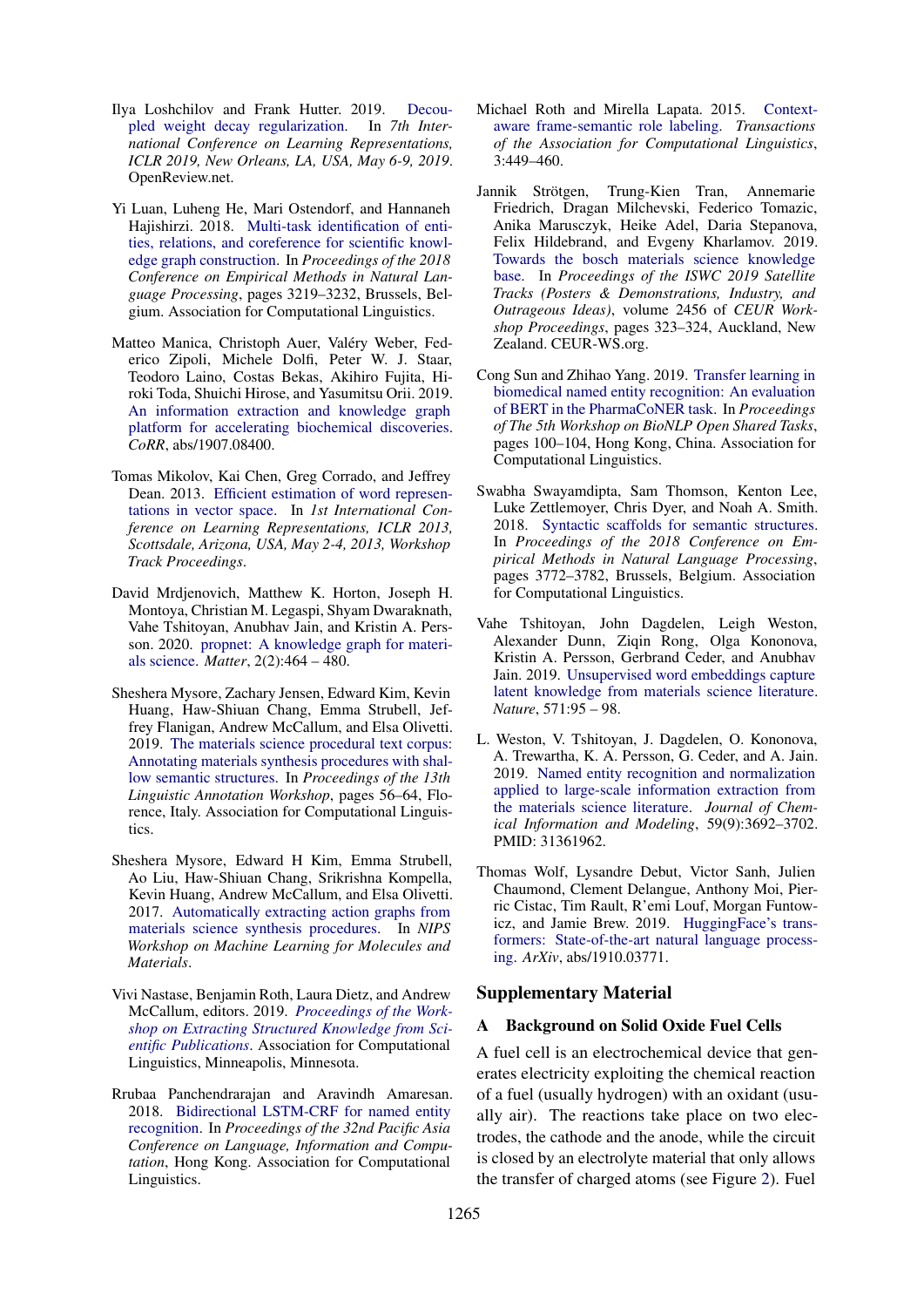Ilya Loshchilov and Frank Hutter. 2019. Decoupled weight decay regularization. In *7th International Conference on Learning Representations, ICLR 2019, New Orleans, LA, USA, May 6-9, 2019*. OpenReview.net.

Yi Luan, Luheng He, Mari Ostendorf, and Hannaneh Hajishirzi. 2018. Multi-task identification of entities, relations, and coreference for scientific knowledge graph construction. In *Proceedings of the 2018 Conference on Empirical Methods in Natural Language Processing*, pages 3219–3232, Brussels, Belgium. Association for Computational Linguistics.

Matteo Manica, Christoph Auer, Valéry Weber, Federico Zipoli, Michele Dolfi, Peter W. J. Staar, Teodoro Laino, Costas Bekas, Akihiro Fujita, Hiroki Toda, Shuichi Hirose, and Yasumitsu Orii. 2019. An information extraction and knowledge graph platform for accelerating biochemical discoveries. *CoRR*, abs/1907.08400.

Tomas Mikolov, Kai Chen, Greg Corrado, and Jeffrey Dean. 2013. Efficient estimation of word representations in vector space. In *1st International Conference on Learning Representations, ICLR 2013, Scottsdale, Arizona, USA, May 2-4, 2013, Workshop Track Proceedings*.

David Mrdjenovich, Matthew K. Horton, Joseph H. Montoya, Christian M. Legaspi, Shyam Dwaraknath, Vahe Tshitoyan, Anubhav Jain, and Kristin A. Persson. 2020. propnet: A knowledge graph for materials science. *Matter*, 2(2):464 – 480.

Sheshera Mysore, Zachary Jensen, Edward Kim, Kevin Huang, Haw-Shiuan Chang, Emma Strubell, Jeffrey Flanigan, Andrew McCallum, and Elsa Olivetti. 2019. The materials science procedural text corpus: Annotating materials synthesis procedures with shallow semantic structures. In *Proceedings of the 13th Linguistic Annotation Workshop*, pages 56–64, Florence, Italy. Association for Computational Linguistics.

Sheshera Mysore, Edward H Kim, Emma Strubell, Ao Liu, Haw-Shiuan Chang, Srikrishna Kompella, Kevin Huang, Andrew McCallum, and Elsa Olivetti. 2017. Automatically extracting action graphs from materials science synthesis procedures. In *NIPS Workshop on Machine Learning for Molecules and Materials*.

Vivi Nastase, Benjamin Roth, Laura Dietz, and Andrew McCallum, editors. 2019. *Proceedings of the Workshop on Extracting Structured Knowledge from Scientific Publications*. Association for Computational Linguistics, Minneapolis, Minnesota.

Rrubaa Panchendrarajan and Aravindh Amaresan. 2018. Bidirectional LSTM-CRF for named entity recognition. In *Proceedings of the 32nd Pacific Asia Conference on Language, Information and Computation*, Hong Kong. Association for Computational Linguistics.

Michael Roth and Mirella Lapata. 2015. Context-aware frame-semantic role labeling. *Transactions of the Association for Computational Linguistics*, 3:449–460.

Jannik Strötgen, Trung-Kien Tran, Annemarie Friedrich, Dragan Milchevski, Federico Tomazic, Anika Marusczyk, Heike Adel, Daria Stepanova, Felix Hildebrand, and Evgeny Kharlamov. 2019. Towards the bosch materials science knowledge base. In *Proceedings of the ISWC 2019 Satellite Tracks (Posters & Demonstrations, Industry, and Outrageous Ideas)*, volume 2456 of *CEUR Workshop Proceedings*, pages 323–324, Auckland, New Zealand. CEUR-WS.org.

Cong Sun and Zhihao Yang. 2019. Transfer learning in biomedical named entity recognition: An evaluation of BERT in the PharmaCoNER task. In *Proceedings of The 5th Workshop on BioNLP Open Shared Tasks*, pages 100–104, Hong Kong, China. Association for Computational Linguistics.

Swabha Swayamdipta, Sam Thomson, Kenton Lee, Luke Zettlemoyer, Chris Dyer, and Noah A. Smith. 2018. Syntactic scaffolds for semantic structures. In *Proceedings of the 2018 Conference on Empirical Methods in Natural Language Processing*, pages 3772–3782, Brussels, Belgium. Association for Computational Linguistics.

Vahe Tshitoyan, John Dagdelen, Leigh Weston, Alexander Dunn, Ziqin Rong, Olga Kononova, Kristin A. Persson, Gerbrand Ceder, and Anubhav Jain. 2019. Unsupervised word embeddings capture latent knowledge from materials science literature. *Nature*, 571:95 – 98.

L. Weston, V. Tshitoyan, J. Dagdelen, O. Kononova, A. Trewartha, K. A. Persson, G. Ceder, and A. Jain. 2019. Named entity recognition and normalization applied to large-scale information extraction from the materials science literature. *Journal of Chemical Information and Modeling*, 59(9):3692–3702. PMID: 31361962.

Thomas Wolf, Lysandre Debut, Victor Sanh, Julien Chaumond, Clement Delangue, Anthony Moi, Pierric Cistac, Tim Rault, R'emi Louf, Morgan Funtowicz, and Jamie Brew. 2019. HuggingFace's transformers: State-of-the-art natural language processing. *ArXiv*, abs/1910.03771.

## Supplementary Material

### A Background on Solid Oxide Fuel Cells

A fuel cell is an electrochemical device that generates electricity exploiting the chemical reaction of a fuel (usually hydrogen) with an oxidant (usually air). The reactions take place on two electrodes, the cathode and the anode, while the circuit is closed by an electrolyte material that only allows the transfer of charged atoms (see Figure 2). Fuel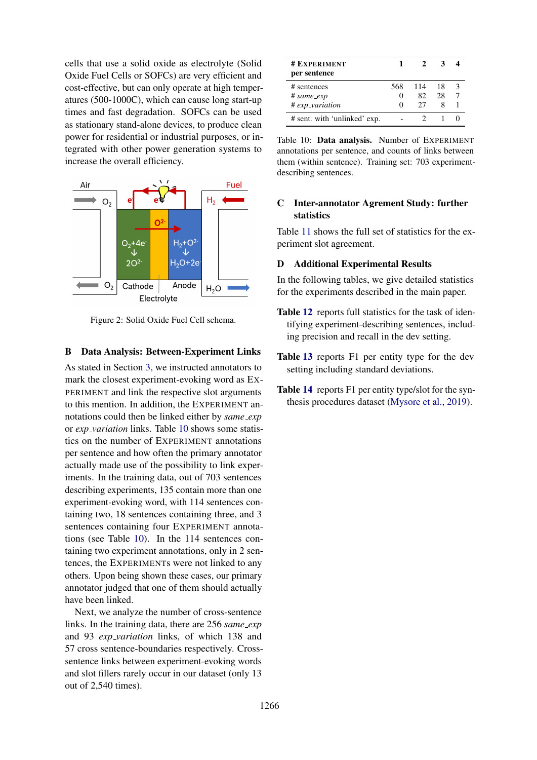cells that use a solid oxide as electrolyte (Solid Oxide Fuel Cells or SOFCs) are very efficient and cost-effective, but can only operate at high temperatures (500-1000C), which can cause long start-up times and fast degradation. SOFCs can be used as stationary stand-alone devices, to produce clean power for residential or industrial purposes, or integrated with other power generation systems to increase the overall efficiency.

Figure 2: Solid Oxide Fuel Cell schema.

## B Data Analysis: Between-Experiment Links

As stated in Section 3, we instructed annotators to mark the closest experiment-evoking word as EXPERIMENT and link the respective slot arguments to this mention. In addition, the EXPERIMENT annotations could then be linked either by *same_exp* or *exp_variation* links. Table 10 shows some statistics on the number of EXPERIMENT annotations per sentence and how often the primary annotator actually made use of the possibility to link experiments. In the training data, out of 703 sentences describing experiments, 135 contain more than one experiment-evoking word, with 114 sentences containing two, 18 sentences containing three, and 3 sentences containing four EXPERIMENT annotations (see Table 10). In the 114 sentences containing two experiment annotations, only in 2 sentences, the EXPERIMENTs were not linked to any others. Upon being shown these cases, our primary annotator judged that one of them should actually have been linked.

Next, we analyze the number of cross-sentence links. In the training data, there are 256 *same_exp* and 93 *exp_variation* links, of which 138 and 57 cross sentence-boundaries respectively. Cross-sentence links between experiment-evoking words and slot fillers rarely occur in our dataset (only 13 out of 2,540 times).

| # EXPERIMENT per sentence | 1 | 2 | 3 | 4 |
|---|---|---|---|---|
| # sentences | 568 | 114 | 18 | 3 |
| # *same_exp* | 0 | 82 | 28 | 7 |
| # *exp_variation* | 0 | 27 | 8 | 1 |
| # sent. with 'unlinked' exp. | - | 2 | 1 | 0 |

Table 10: **Data analysis.** Number of EXPERIMENT annotations per sentence, and counts of links between them (within sentence). Training set: 703 experiment-describing sentences.

## C Inter-annotator Agrement Study: further statistics

Table 11 shows the full set of statistics for the experiment slot agreement.

## D Additional Experimental Results

In the following tables, we give detailed statistics for the experiments described in the main paper.

**Table 12** reports full statistics for the task of identifying experiment-describing sentences, including precision and recall in the dev setting.

**Table 13** reports F1 per entity type for the dev setting including standard deviations.

**Table 14** reports F1 per entity type/slot for the synthesis procedures dataset (Mysore et al., 2019).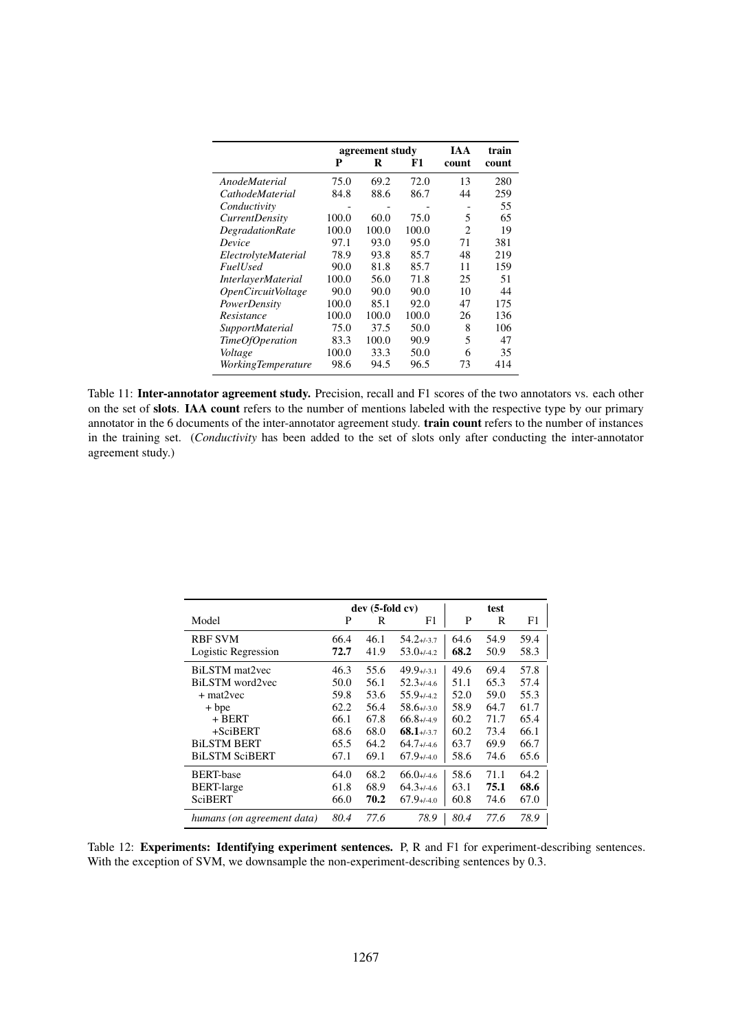| | agreement study | | | IAA | train |
|---|---|---|---|---|---|
| | **P** | **R** | **F1** | **count** | **count** |
| *AnodeMaterial* | 75.0 | 69.2 | 72.0 | 13 | 280 |
| *CathodeMaterial* | 84.8 | 88.6 | 86.7 | 44 | 259 |
| *Conductivity* | - | - | - | - | 55 |
| *CurrentDensity* | 100.0 | 60.0 | 75.0 | 5 | 65 |
| *DegradationRate* | 100.0 | 100.0 | 100.0 | 2 | 19 |
| *Device* | 97.1 | 93.0 | 95.0 | 71 | 381 |
| *ElectrolyteMaterial* | 78.9 | 93.8 | 85.7 | 48 | 219 |
| *FuelUsed* | 90.0 | 81.8 | 85.7 | 11 | 159 |
| *InterlayerMaterial* | 100.0 | 56.0 | 71.8 | 25 | 51 |
| *OpenCircuitVoltage* | 90.0 | 90.0 | 90.0 | 10 | 44 |
| *PowerDensity* | 100.0 | 85.1 | 92.0 | 47 | 175 |
| *Resistance* | 100.0 | 100.0 | 100.0 | 26 | 136 |
| *SupportMaterial* | 75.0 | 37.5 | 50.0 | 8 | 106 |
| *TimeOfOperation* | 83.3 | 100.0 | 90.9 | 5 | 47 |
| *Voltage* | 100.0 | 33.3 | 50.0 | 6 | 35 |
| *WorkingTemperature* | 98.6 | 94.5 | 96.5 | 73 | 414 |

Table 11: **Inter-annotator agreement study.** Precision, recall and F1 scores of the two annotators vs. each other on the set of **slots**. **IAA count** refers to the number of mentions labeled with the respective type by our primary annotator in the 6 documents of the inter-annotator agreement study. **train count** refers to the number of instances in the training set. (*Conductivity* has been added to the set of slots only after conducting the inter-annotator agreement study.)

| | dev (5-fold cv) | | | test | | |
|---|---|---|---|---|---|---|
| Model | P | R | F1 | P | R | F1 |
| RBF SVM | 66.4 | 46.1 | 54.2+/-3.7 | 64.6 | 54.9 | 59.4 |
| Logistic Regression | **72.7** | 41.9 | 53.0+/-4.2 | **68.2** | 50.9 | 58.3 |
| BiLSTM mat2vec | 46.3 | 55.6 | 49.9+/-3.1 | 49.6 | 69.4 | 57.8 |
| BiLSTM word2vec | 50.0 | 56.1 | 52.3+/-4.6 | 51.1 | 65.3 | 57.4 |
| + mat2vec | 59.8 | 53.6 | 55.9+/-4.2 | 52.0 | 59.0 | 55.3 |
| + bpe | 62.2 | 56.4 | 58.6+/-3.0 | 58.9 | 64.7 | 61.7 |
| + BERT | 66.1 | 67.8 | 66.8+/-4.9 | 60.2 | 71.7 | 65.4 |
| +SciBERT | 68.6 | 68.0 | **68.1**+/-3.7 | 60.2 | 73.4 | 66.1 |
| BiLSTM BERT | 65.5 | 64.2 | 64.7+/-4.6 | 63.7 | 69.9 | 66.7 |
| BiLSTM SciBERT | 67.1 | 69.1 | 67.9+/-4.0 | 58.6 | 74.6 | 65.6 |
| BERT-base | 64.0 | 68.2 | 66.0+/-4.6 | 58.6 | 71.1 | 64.2 |
| BERT-large | 61.8 | 68.9 | 64.3+/-4.6 | 63.1 | **75.1** | **68.6** |
| SciBERT | 66.0 | **70.2** | 67.9+/-4.0 | 60.8 | 74.6 | 67.0 |
| *humans (on agreement data)* | *80.4* | *77.6* | *78.9* | *80.4* | *77.6* | *78.9* |

Table 12: **Experiments: Identifying experiment sentences.** P, R and F1 for experiment-describing sentences. With the exception of SVM, we downsample the non-experiment-describing sentences by 0.3.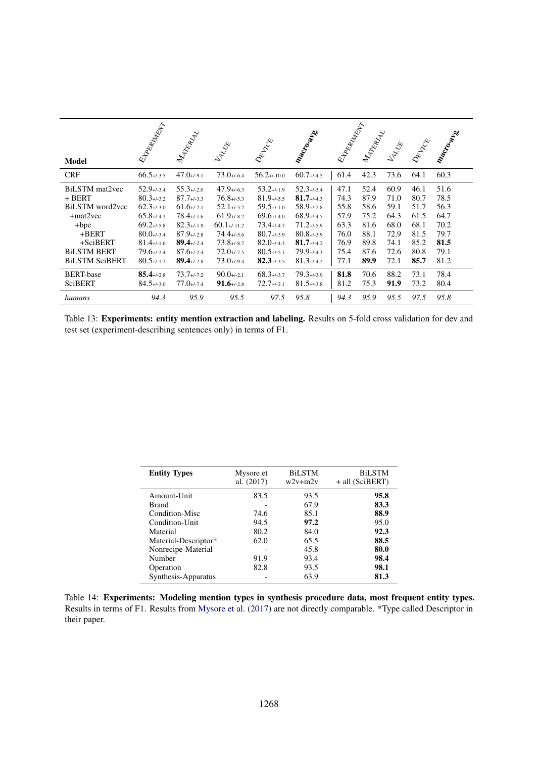| Model | Experiment | Material | Value | Device | macro-avg | Experiment | Material | Value | Device | macro-avg |
|---|---|---|---|---|---|---|---|---|---|---|
| CRF | 66.5+/-3.5 | 47.0+/-9.1 | 73.0+/-6.4 | 56.2+/-10.0 | 60.7+/-4.5 | 61.4 | 42.3 | 73.6 | 64.1 | 60.3 |
| BiLSTM mat2vec | 52.9+/-3.4 | 55.3+/-2.0 | 47.9+/-6.3 | 53.2+/-1.9 | 52.3+/-3.4 | 47.1 | 52.4 | 60.9 | 46.1 | 51.6 |
| + BERT | 80.3+/-3.2 | 87.7+/-3.3 | 76.8+/-5.3 | 81.9+/-5.5 | **81.7**+/-4.3 | 74.3 | 87.9 | 71.0 | 80.7 | 78.5 |
| BiLSTM word2vec | 62.3+/-3.0 | 61.6+/-2.1 | 52.1+/-5.2 | 59.5+/-1.0 | 58.9+/-2.8 | 55.8 | 58.6 | 59.1 | 51.7 | 56.3 |
| +mat2vec | 65.8+/-4.2 | 78.4+/-1.6 | 61.9+/-8.2 | 69.6+/-4.0 | 68.9+/-4.5 | 57.9 | 75.2 | 64.3 | 61.5 | 64.7 |
| +bpe | 69.2+/-5.8 | 82.3+/-1.9 | 60.1+/-11.2 | 73.4+/-4.7 | 71.2+/-5.9 | 63.3 | 81.6 | 68.0 | 68.1 | 70.2 |
| +BERT | 80.0+/-3.4 | 87.9+/-2.8 | 74.4+/-5.6 | 80.7+/-3.9 | 80.8+/-3.9 | 76.0 | 88.1 | 72.9 | 81.5 | 79.7 |
| +SciBERT | 81.4+/-1.6 | **89.4**+/-2.4 | 73.8+/-8.7 | 82.0+/-4.3 | **81.7**+/-4.2 | 76.9 | 89.8 | 74.1 | 85.2 | **81.5** |
| BiLSTM BERT | 79.6+/-2.4 | 87.6+/-2.4 | 72.0+/-7.5 | 80.5+/-5.1 | 79.9+/-4.3 | 75.4 | 87.6 | 72.6 | 80.8 | 79.1 |
| BiLSTM SciBERT | 80.5+/-1.2 | **89.4**+/-2.8 | 73.0+/-9.4 | **82.3**+/-3.5 | 81.3+/-4.2 | 77.1 | **89.9** | 72.1 | **85.7** | 81.2 |
| BERT-base | **85.4**+/-2.8 | 73.7+/-7.2 | 90.0+/-2.1 | 68.3+/-3.7 | 79.3+/-3.9 | **81.8** | 70.6 | 88.2 | 73.1 | 78.4 |
| SciBERT | 84.5+/-3.0 | 77.0+/-7.4 | **91.6**+/-2.8 | 72.7+/-2.1 | 81.5+/-3.8 | 81.2 | 75.3 | **91.9** | 73.2 | 80.4 |
| *humans* | *94.3* | *95.9* | *95.5* | *97.5* | *95.8* | *94.3* | *95.9* | *95.5* | *97.5* | *95.8* |

Table 13: **Experiments: entity mention extraction and labeling.** Results on 5-fold cross validation for dev and test set (experiment-describing sentences only) in terms of F1.

| Entity Types | Mysore et al. (2017) | BiLSTM w2v+m2v | BiLSTM + all (SciBERT) |
|---|---|---|---|
| Amount-Unit | 83.5 | 93.5 | **95.8** |
| Brand | - | 67.9 | **83.3** |
| Condition-Misc | 74.6 | 85.1 | **88.9** |
| Condition-Unit | 94.5 | **97.2** | 95.0 |
| Material | 80.2 | 84.0 | **92.3** |
| Material-Descriptor* | 62.0 | 65.5 | **88.5** |
| Nonrecipe-Material | - | 45.8 | **80.0** |
| Number | 91.9 | 93.4 | **98.4** |
| Operation | 82.8 | 93.5 | **98.1** |
| Synthesis-Apparatus | - | 63.9 | **81.3** |

Table 14: **Experiments: Modeling mention types in synthesis procedure data, most frequent entity types.** Results in terms of F1. Results from Mysore et al. (2017) are not directly comparable. *Type called Descriptor in their paper.